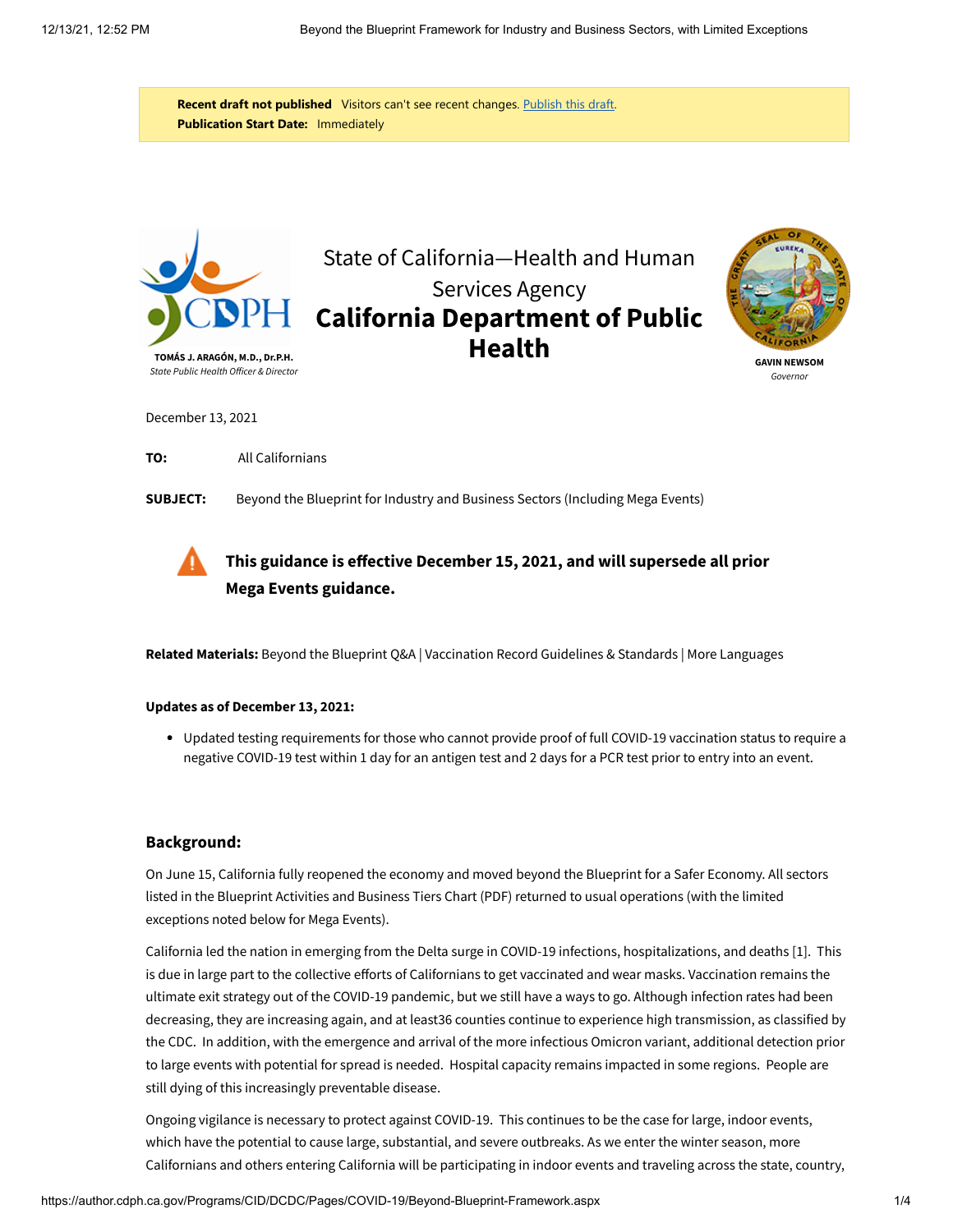**Recent draft not published** Visitors can't see recent changes. Publish this draft.
**Publication Start Date:** Immediately

**TOMÁS J. ARAGÓN, M.D., Dr.P.H.**
*State Public Health Officer & Director*

State of California—Health and Human Services Agency
# California Department of Public Health

**GAVIN NEWSOM**
*Governor*

December 13, 2021

**TO:** All Californians

**SUBJECT:** Beyond the Blueprint for Industry and Business Sectors (Including Mega Events)

**This guidance is effective December 15, 2021, and will supersede all prior Mega Events guidance.**

**Related Materials:** Beyond the Blueprint Q&A | Vaccination Record Guidelines & Standards | More Languages

**Updates as of December 13, 2021:**

- Updated testing requirements for those who cannot provide proof of full COVID-19 vaccination status to require a negative COVID-19 test within 1 day for an antigen test and 2 days for a PCR test prior to entry into an event.

## Background:

On June 15, California fully reopened the economy and moved beyond the Blueprint for a Safer Economy. All sectors listed in the Blueprint Activities and Business Tiers Chart (PDF) returned to usual operations (with the limited exceptions noted below for Mega Events).

California led the nation in emerging from the Delta surge in COVID-19 infections, hospitalizations, and deaths [1]. This is due in large part to the collective efforts of Californians to get vaccinated and wear masks. Vaccination remains the ultimate exit strategy out of the COVID-19 pandemic, but we still have a ways to go. Although infection rates had been decreasing, they are increasing again, and at least36 counties continue to experience high transmission, as classified by the CDC. In addition, with the emergence and arrival of the more infectious Omicron variant, additional detection prior to large events with potential for spread is needed. Hospital capacity remains impacted in some regions. People are still dying of this increasingly preventable disease.

Ongoing vigilance is necessary to protect against COVID-19. This continues to be the case for large, indoor events, which have the potential to cause large, substantial, and severe outbreaks. As we enter the winter season, more Californians and others entering California will be participating in indoor events and traveling across the state, country,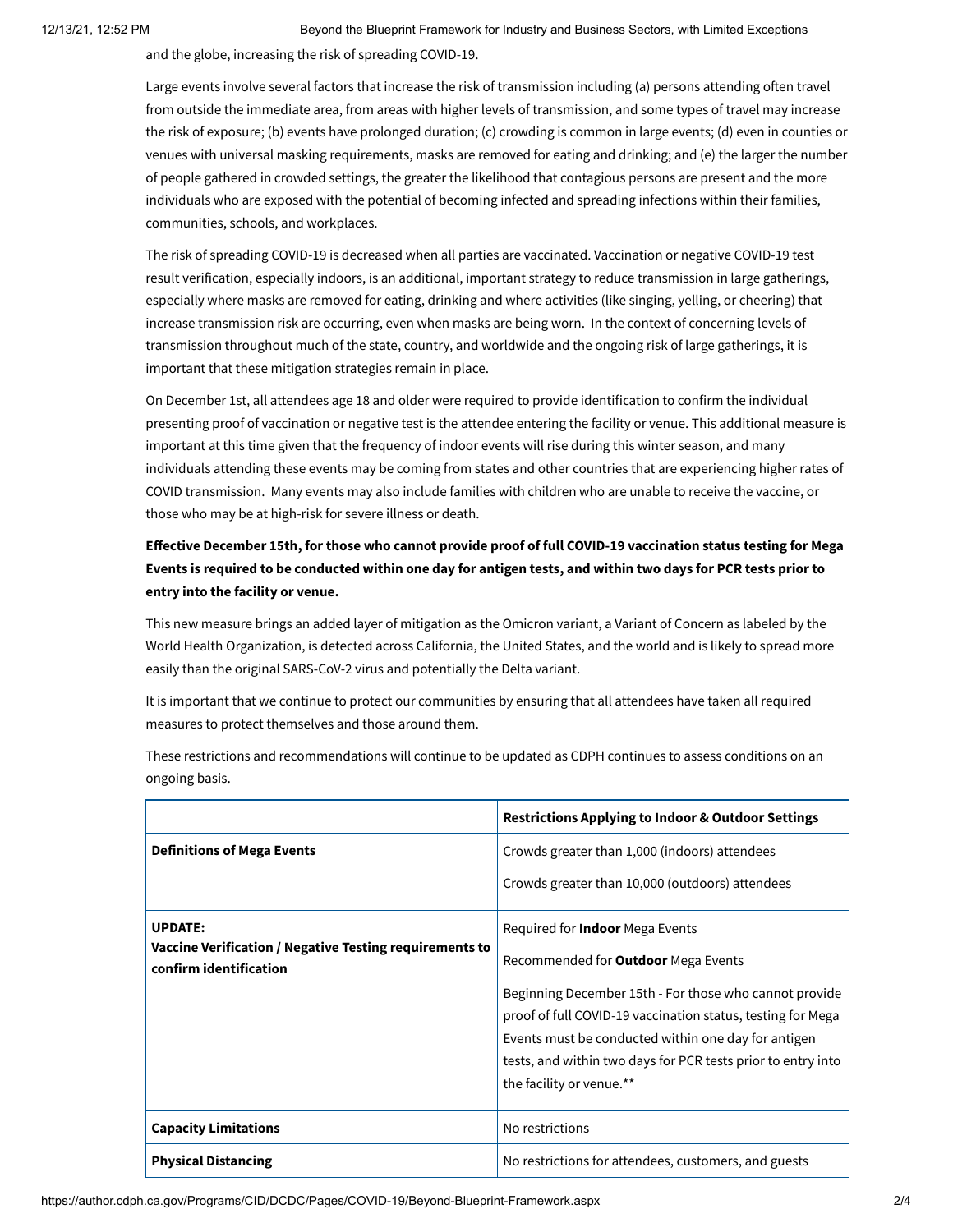and the globe, increasing the risk of spreading COVID-19.

Large events involve several factors that increase the risk of transmission including (a) persons attending often travel from outside the immediate area, from areas with higher levels of transmission, and some types of travel may increase the risk of exposure; (b) events have prolonged duration; (c) crowding is common in large events; (d) even in counties or venues with universal masking requirements, masks are removed for eating and drinking; and (e) the larger the number of people gathered in crowded settings, the greater the likelihood that contagious persons are present and the more individuals who are exposed with the potential of becoming infected and spreading infections within their families, communities, schools, and workplaces.

The risk of spreading COVID-19 is decreased when all parties are vaccinated. Vaccination or negative COVID-19 test result verification, especially indoors, is an additional, important strategy to reduce transmission in large gatherings, especially where masks are removed for eating, drinking and where activities (like singing, yelling, or cheering) that increase transmission risk are occurring, even when masks are being worn. In the context of concerning levels of transmission throughout much of the state, country, and worldwide and the ongoing risk of large gatherings, it is important that these mitigation strategies remain in place.

On December 1st, all attendees age 18 and older were required to provide identification to confirm the individual presenting proof of vaccination or negative test is the attendee entering the facility or venue. This additional measure is important at this time given that the frequency of indoor events will rise during this winter season, and many individuals attending these events may be coming from states and other countries that are experiencing higher rates of COVID transmission. Many events may also include families with children who are unable to receive the vaccine, or those who may be at high-risk for severe illness or death.

**Effective December 15th, for those who cannot provide proof of full COVID-19 vaccination status testing for Mega Events is required to be conducted within one day for antigen tests, and within two days for PCR tests prior to entry into the facility or venue.**

This new measure brings an added layer of mitigation as the Omicron variant, a Variant of Concern as labeled by the World Health Organization, is detected across California, the United States, and the world and is likely to spread more easily than the original SARS-CoV-2 virus and potentially the Delta variant.

It is important that we continue to protect our communities by ensuring that all attendees have taken all required measures to protect themselves and those around them.

These restrictions and recommendations will continue to be updated as CDPH continues to assess conditions on an ongoing basis.

| | **Restrictions Applying to Indoor & Outdoor Settings** |
|---|---|
| **Definitions of Mega Events** | Crowds greater than 1,000 (indoors) attendees<br>Crowds greater than 10,000 (outdoors) attendees |
| **UPDATE:**<br>**Vaccine Verification / Negative Testing requirements to confirm identification** | Required for **Indoor** Mega Events<br>Recommended for **Outdoor** Mega Events<br>Beginning December 15th - For those who cannot provide proof of full COVID-19 vaccination status, testing for Mega Events must be conducted within one day for antigen tests, and within two days for PCR tests prior to entry into the facility or venue.** |
| **Capacity Limitations** | No restrictions |
| **Physical Distancing** | No restrictions for attendees, customers, and guests |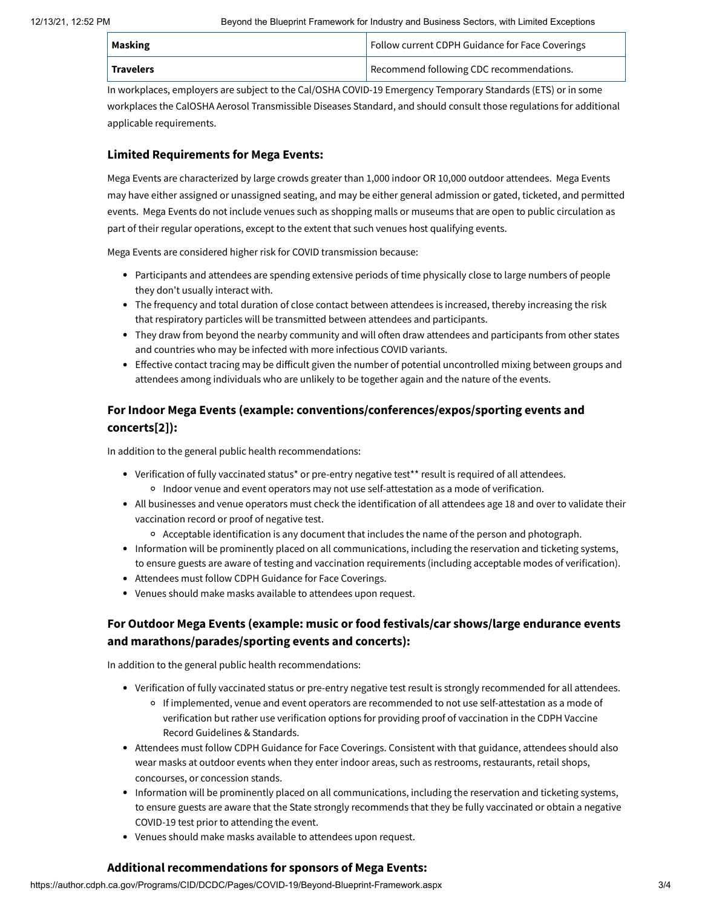| Masking | Follow current CDPH Guidance for Face Coverings |
|---|---|
| Travelers | Recommend following CDC recommendations. |

In workplaces, employers are subject to the Cal/OSHA COVID-19 Emergency Temporary Standards (ETS) or in some workplaces the CalOSHA Aerosol Transmissible Diseases Standard, and should consult those regulations for additional applicable requirements.

### Limited Requirements for Mega Events:

Mega Events are characterized by large crowds greater than 1,000 indoor OR 10,000 outdoor attendees. Mega Events may have either assigned or unassigned seating, and may be either general admission or gated, ticketed, and permitted events. Mega Events do not include venues such as shopping malls or museums that are open to public circulation as part of their regular operations, except to the extent that such venues host qualifying events.

Mega Events are considered higher risk for COVID transmission because:

- Participants and attendees are spending extensive periods of time physically close to large numbers of people they don't usually interact with.
- The frequency and total duration of close contact between attendees is increased, thereby increasing the risk that respiratory particles will be transmitted between attendees and participants.
- They draw from beyond the nearby community and will often draw attendees and participants from other states and countries who may be infected with more infectious COVID variants.
- Effective contact tracing may be difficult given the number of potential uncontrolled mixing between groups and attendees among individuals who are unlikely to be together again and the nature of the events.

### For Indoor Mega Events (example: conventions/conferences/expos/sporting events and concerts[2]):

In addition to the general public health recommendations:

- Verification of fully vaccinated status* or pre-entry negative test** result is required of all attendees.
  - Indoor venue and event operators may not use self-attestation as a mode of verification.
- All businesses and venue operators must check the identification of all attendees age 18 and over to validate their vaccination record or proof of negative test.
  - Acceptable identification is any document that includes the name of the person and photograph.
- Information will be prominently placed on all communications, including the reservation and ticketing systems, to ensure guests are aware of testing and vaccination requirements (including acceptable modes of verification).
- Attendees must follow CDPH Guidance for Face Coverings.
- Venues should make masks available to attendees upon request.

### For Outdoor Mega Events (example: music or food festivals/car shows/large endurance events and marathons/parades/sporting events and concerts):

In addition to the general public health recommendations:

- Verification of fully vaccinated status or pre-entry negative test result is strongly recommended for all attendees.
  - If implemented, venue and event operators are recommended to not use self-attestation as a mode of verification but rather use verification options for providing proof of vaccination in the CDPH Vaccine Record Guidelines & Standards.
- Attendees must follow CDPH Guidance for Face Coverings. Consistent with that guidance, attendees should also wear masks at outdoor events when they enter indoor areas, such as restrooms, restaurants, retail shops, concourses, or concession stands.
- Information will be prominently placed on all communications, including the reservation and ticketing systems, to ensure guests are aware that the State strongly recommends that they be fully vaccinated or obtain a negative COVID-19 test prior to attending the event.
- Venues should make masks available to attendees upon request.

### Additional recommendations for sponsors of Mega Events: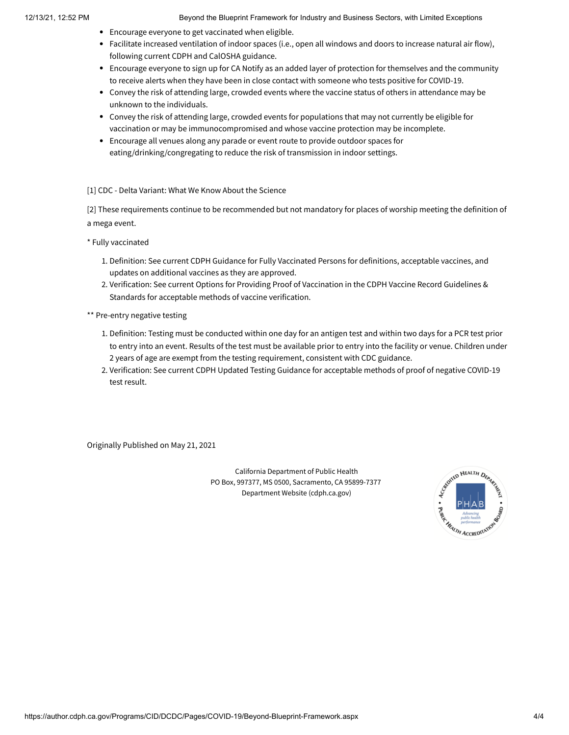- Encourage everyone to get vaccinated when eligible.
- Facilitate increased ventilation of indoor spaces (i.e., open all windows and doors to increase natural air flow), following current CDPH and CalOSHA guidance.
- Encourage everyone to sign up for CA Notify as an added layer of protection for themselves and the community to receive alerts when they have been in close contact with someone who tests positive for COVID-19.
- Convey the risk of attending large, crowded events where the vaccine status of others in attendance may be unknown to the individuals.
- Convey the risk of attending large, crowded events for populations that may not currently be eligible for vaccination or may be immunocompromised and whose vaccine protection may be incomplete.
- Encourage all venues along any parade or event route to provide outdoor spaces for eating/drinking/congregating to reduce the risk of transmission in indoor settings.

[1] CDC - Delta Variant: What We Know About the Science

[2] These requirements continue to be recommended but not mandatory for places of worship meeting the definition of a mega event.

\* Fully vaccinated

1. Definition: See current CDPH Guidance for Fully Vaccinated Persons for definitions, acceptable vaccines, and updates on additional vaccines as they are approved.
2. Verification: See current Options for Providing Proof of Vaccination in the CDPH Vaccine Record Guidelines & Standards for acceptable methods of vaccine verification.

\** Pre-entry negative testing

1. Definition: Testing must be conducted within one day for an antigen test and within two days for a PCR test prior to entry into an event. Results of the test must be available prior to entry into the facility or venue. Children under 2 years of age are exempt from the testing requirement, consistent with CDC guidance.
2. Verification: See current CDPH Updated Testing Guidance for acceptable methods of proof of negative COVID-19 test result.

Originally Published on May 21, 2021

California Department of Public Health
PO Box, 997377, MS 0500, Sacramento, CA 95899-7377
Department Website (cdph.ca.gov)